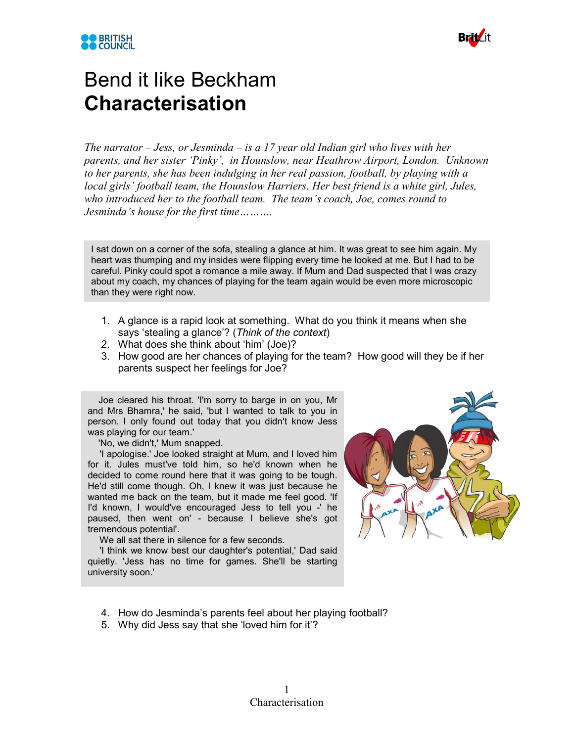# Bend it like Beckham
# **Characterisation**

*The narrator – Jess, or Jesminda – is a 17 year old Indian girl who lives with her parents, and her sister 'Pinky', in Hounslow, near Heathrow Airport, London. Unknown to her parents, she has been indulging in her real passion, football, by playing with a local girls' football team, the Hounslow Harriers. Her best friend is a white girl, Jules, who introduced her to the football team. The team's coach, Joe, comes round to Jesminda's house for the first time……….*

> I sat down on a corner of the sofa, stealing a glance at him. It was great to see him again. My heart was thumping and my insides were flipping every time he looked at me. But I had to be careful. Pinky could spot a romance a mile away. If Mum and Dad suspected that I was crazy about my coach, my chances of playing for the team again would be even more microscopic than they were right now.

1. A glance is a rapid look at something. What do you think it means when she says 'stealing a glance'? (*Think of the context*)
2. What does she think about 'him' (Joe)?
3. How good are her chances of playing for the team? How good will they be if her parents suspect her feelings for Joe?

> Joe cleared his throat. 'I'm sorry to barge in on you, Mr and Mrs Bhamra,' he said, 'but I wanted to talk to you in person. I only found out today that you didn't know Jess was playing for our team.'
>
> 'No, we didn't,' Mum snapped.
>
> 'I apologise.' Joe looked straight at Mum, and I loved him for it. Jules must've told him, so he'd known when he decided to come round here that it was going to be tough. He'd still come though. Oh, I knew it was just because he wanted me back on the team, but it made me feel good. 'If I'd known, I would've encouraged Jess to tell you -' he paused, then went on' - because I believe she's got tremendous potential'.
>
> We all sat there in silence for a few seconds.
>
> 'I think we know best our daughter's potential,' Dad said quietly. 'Jess has no time for games. She'll be starting university soon.'

4. How do Jesminda's parents feel about her playing football?
5. Why did Jess say that she 'loved him for it'?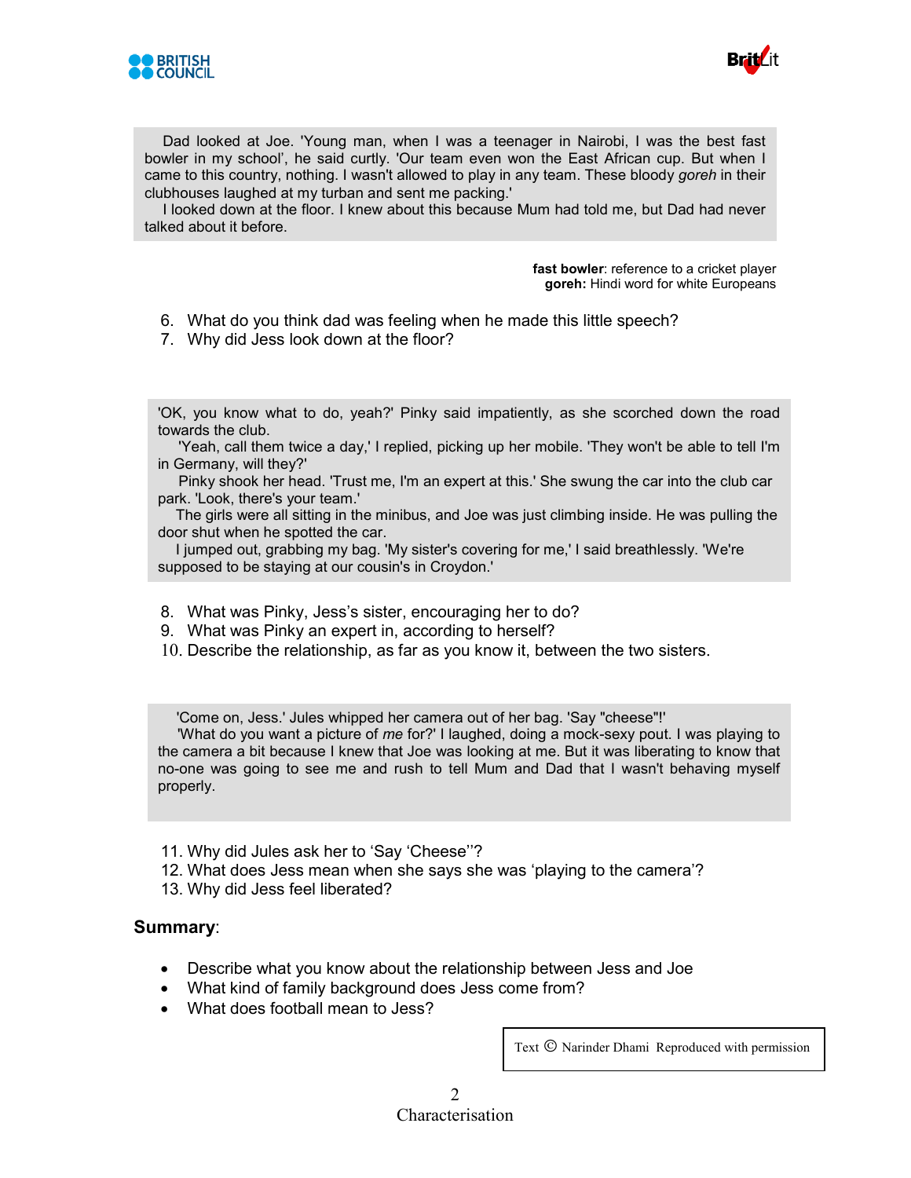Dad looked at Joe. 'Young man, when I was a teenager in Nairobi, I was the best fast bowler in my school', he said curtly. 'Our team even won the East African cup. But when I came to this country, nothing. I wasn't allowed to play in any team. These bloody *goreh* in their clubhouses laughed at my turban and sent me packing.'

I looked down at the floor. I knew about this because Mum had told me, but Dad had never talked about it before.

**fast bowler**: reference to a cricket player
**goreh:** Hindi word for white Europeans

6. What do you think dad was feeling when he made this little speech?
7. Why did Jess look down at the floor?

'OK, you know what to do, yeah?' Pinky said impatiently, as she scorched down the road towards the club.

'Yeah, call them twice a day,' I replied, picking up her mobile. 'They won't be able to tell I'm in Germany, will they?'

Pinky shook her head. 'Trust me, I'm an expert at this.' She swung the car into the club car park. 'Look, there's your team.'

The girls were all sitting in the minibus, and Joe was just climbing inside. He was pulling the door shut when he spotted the car.

I jumped out, grabbing my bag. 'My sister's covering for me,' I said breathlessly. 'We're supposed to be staying at our cousin's in Croydon.'

8. What was Pinky, Jess's sister, encouraging her to do?
9. What was Pinky an expert in, according to herself?
10. Describe the relationship, as far as you know it, between the two sisters.

'Come on, Jess.' Jules whipped her camera out of her bag. 'Say "cheese"!'

'What do you want a picture of *me* for?' I laughed, doing a mock-sexy pout. I was playing to the camera a bit because I knew that Joe was looking at me. But it was liberating to know that no-one was going to see me and rush to tell Mum and Dad that I wasn't behaving myself properly.

11. Why did Jules ask her to 'Say 'Cheese''?
12. What does Jess mean when she says she was 'playing to the camera'?
13. Why did Jess feel liberated?

**Summary**:

- Describe what you know about the relationship between Jess and Joe
- What kind of family background does Jess come from?
- What does football mean to Jess?

Text © Narinder Dhami Reproduced with permission

Characterisation